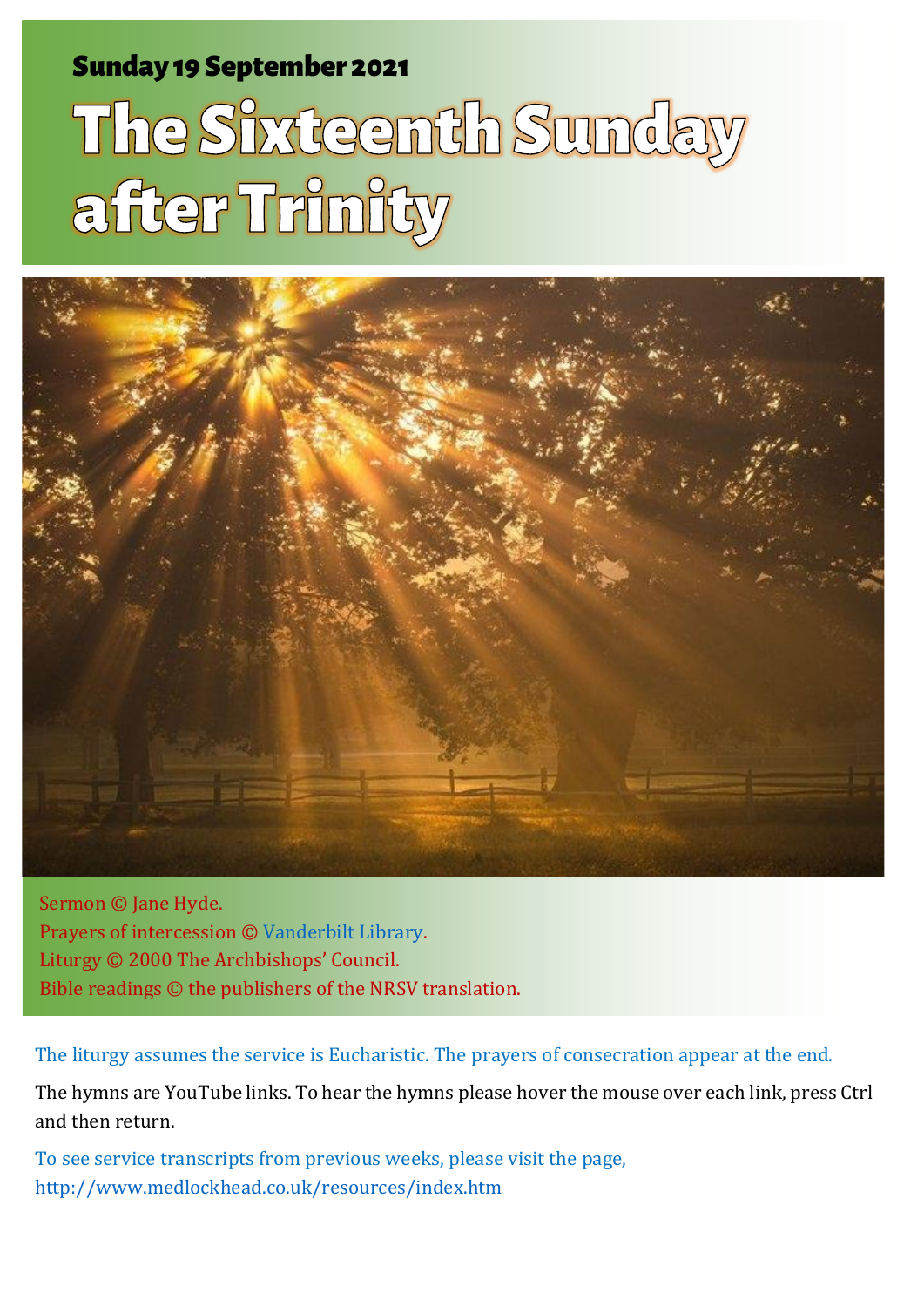**Sunday 19 September 2021**

# The Sixteenth Sunday after Trinity

Sermon © Jane Hyde.
Prayers of intercession © Vanderbilt Library.
Liturgy © 2000 The Archbishops' Council.
Bible readings © the publishers of the NRSV translation.

The liturgy assumes the service is Eucharistic. The prayers of consecration appear at the end.

The hymns are YouTube links. To hear the hymns please hover the mouse over each link, press Ctrl and then return.

To see service transcripts from previous weeks, please visit the page, http://www.medlockhead.co.uk/resources/index.htm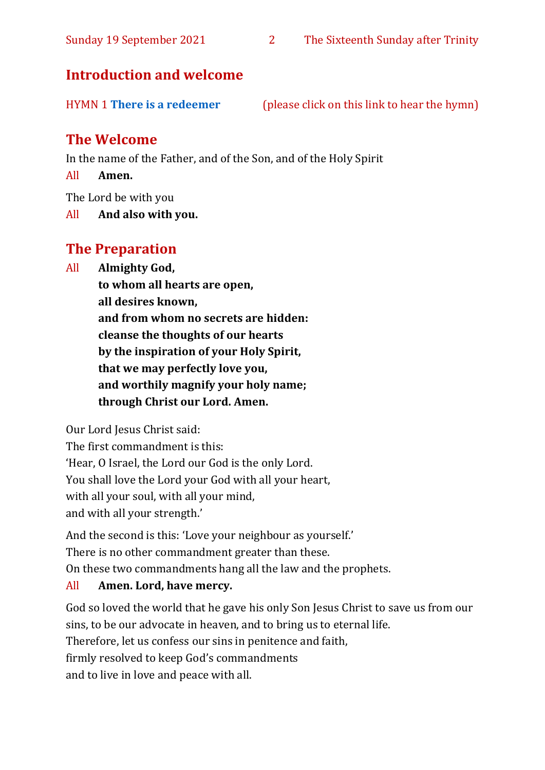## Introduction and welcome

HYMN 1 **There is a redeemer** (please click on this link to hear the hymn)

## The Welcome

In the name of the Father, and of the Son, and of the Holy Spirit

All **Amen.**

The Lord be with you

All **And also with you.**

## The Preparation

All **Almighty God,**
**to whom all hearts are open,**
**all desires known,**
**and from whom no secrets are hidden:**
**cleanse the thoughts of our hearts**
**by the inspiration of your Holy Spirit,**
**that we may perfectly love you,**
**and worthily magnify your holy name;**
**through Christ our Lord. Amen.**

Our Lord Jesus Christ said:
The first commandment is this:
'Hear, O Israel, the Lord our God is the only Lord.
You shall love the Lord your God with all your heart,
with all your soul, with all your mind,
and with all your strength.'

And the second is this: 'Love your neighbour as yourself.'
There is no other commandment greater than these.
On these two commandments hang all the law and the prophets.

All **Amen. Lord, have mercy.**

God so loved the world that he gave his only Son Jesus Christ to save us from our sins, to be our advocate in heaven, and to bring us to eternal life.
Therefore, let us confess our sins in penitence and faith,
firmly resolved to keep God's commandments
and to live in love and peace with all.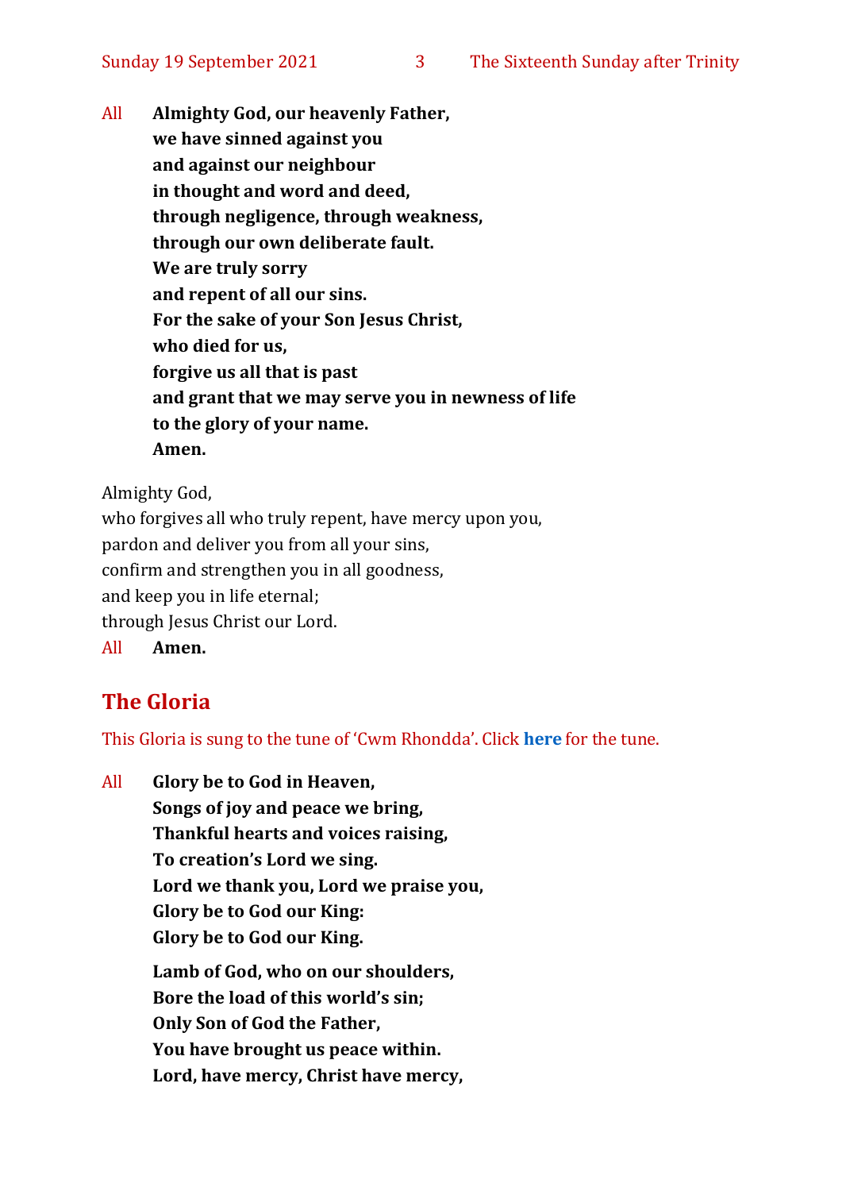All **Almighty God, our heavenly Father,**
**we have sinned against you**
**and against our neighbour**
**in thought and word and deed,**
**through negligence, through weakness,**
**through our own deliberate fault.**
**We are truly sorry**
**and repent of all our sins.**
**For the sake of your Son Jesus Christ,**
**who died for us,**
**forgive us all that is past**
**and grant that we may serve you in newness of life**
**to the glory of your name.**
**Amen.**

Almighty God,
who forgives all who truly repent, have mercy upon you,
pardon and deliver you from all your sins,
confirm and strengthen you in all goodness,
and keep you in life eternal;
through Jesus Christ our Lord.

All **Amen.**

## The Gloria

This Gloria is sung to the tune of 'Cwm Rhondda'. Click **here** for the tune.

All **Glory be to God in Heaven,**
**Songs of joy and peace we bring,**
**Thankful hearts and voices raising,**
**To creation's Lord we sing.**
**Lord we thank you, Lord we praise you,**
**Glory be to God our King:**
**Glory be to God our King.**

**Lamb of God, who on our shoulders,**
**Bore the load of this world's sin;**
**Only Son of God the Father,**
**You have brought us peace within.**
**Lord, have mercy, Christ have mercy,**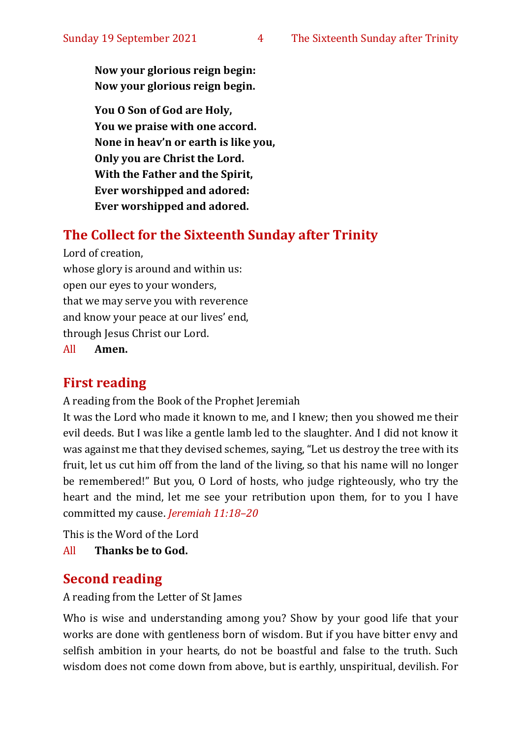**Now your glorious reign begin:**
**Now your glorious reign begin.**

**You O Son of God are Holy,**
**You we praise with one accord.**
**None in heav'n or earth is like you,**
**Only you are Christ the Lord.**
**With the Father and the Spirit,**
**Ever worshipped and adored:**
**Ever worshipped and adored.**

## The Collect for the Sixteenth Sunday after Trinity

Lord of creation,
whose glory is around and within us:
open our eyes to your wonders,
that we may serve you with reverence
and know your peace at our lives' end,
through Jesus Christ our Lord.
All **Amen.**

## First reading

A reading from the Book of the Prophet Jeremiah

It was the Lord who made it known to me, and I knew; then you showed me their evil deeds. But I was like a gentle lamb led to the slaughter. And I did not know it was against me that they devised schemes, saying, "Let us destroy the tree with its fruit, let us cut him off from the land of the living, so that his name will no longer be remembered!" But you, O Lord of hosts, who judge righteously, who try the heart and the mind, let me see your retribution upon them, for to you I have committed my cause. *Jeremiah 11:18–20*

This is the Word of the Lord
All **Thanks be to God.**

## Second reading

A reading from the Letter of St James

Who is wise and understanding among you? Show by your good life that your works are done with gentleness born of wisdom. But if you have bitter envy and selfish ambition in your hearts, do not be boastful and false to the truth. Such wisdom does not come down from above, but is earthly, unspiritual, devilish. For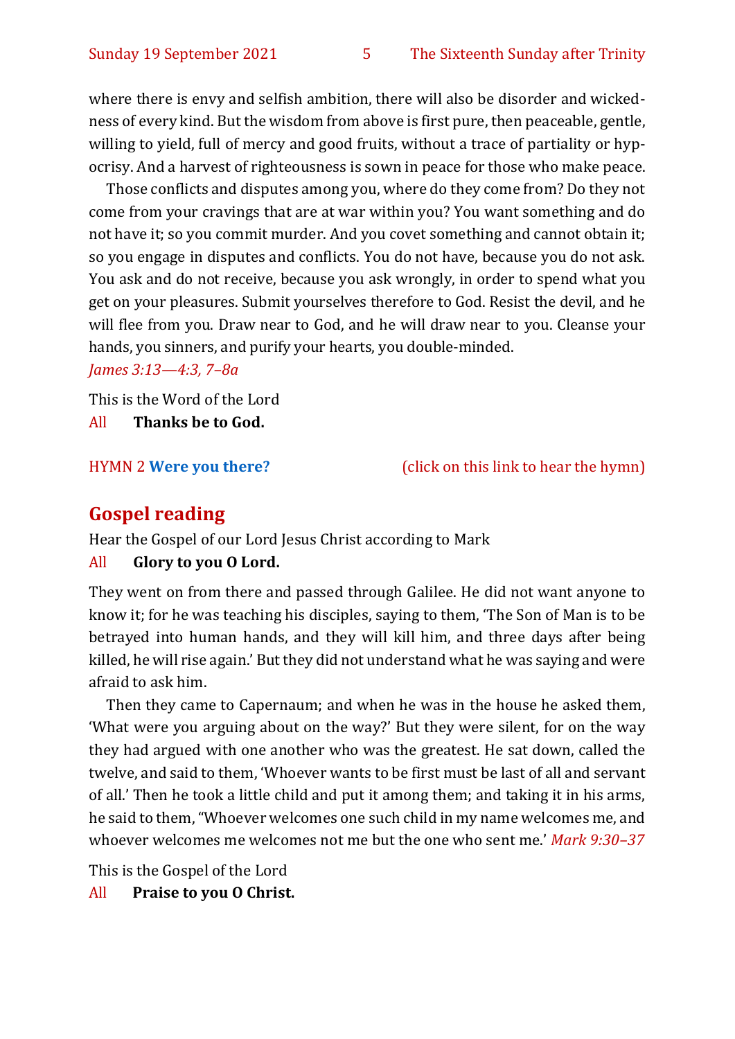where there is envy and selfish ambition, there will also be disorder and wickedness of every kind. But the wisdom from above is first pure, then peaceable, gentle, willing to yield, full of mercy and good fruits, without a trace of partiality or hypocrisy. And a harvest of righteousness is sown in peace for those who make peace.

Those conflicts and disputes among you, where do they come from? Do they not come from your cravings that are at war within you? You want something and do not have it; so you commit murder. And you covet something and cannot obtain it; so you engage in disputes and conflicts. You do not have, because you do not ask. You ask and do not receive, because you ask wrongly, in order to spend what you get on your pleasures. Submit yourselves therefore to God. Resist the devil, and he will flee from you. Draw near to God, and he will draw near to you. Cleanse your hands, you sinners, and purify your hearts, you double-minded.
*James 3:13—4:3, 7–8a*

This is the Word of the Lord
All **Thanks be to God.**

HYMN 2 **Were you there?** (click on this link to hear the hymn)

## Gospel reading

Hear the Gospel of our Lord Jesus Christ according to Mark
All **Glory to you O Lord.**

They went on from there and passed through Galilee. He did not want anyone to know it; for he was teaching his disciples, saying to them, 'The Son of Man is to be betrayed into human hands, and they will kill him, and three days after being killed, he will rise again.' But they did not understand what he was saying and were afraid to ask him.

Then they came to Capernaum; and when he was in the house he asked them, 'What were you arguing about on the way?' But they were silent, for on the way they had argued with one another who was the greatest. He sat down, called the twelve, and said to them, 'Whoever wants to be first must be last of all and servant of all.' Then he took a little child and put it among them; and taking it in his arms, he said to them, "Whoever welcomes one such child in my name welcomes me, and whoever welcomes me welcomes not me but the one who sent me.' *Mark 9:30–37*

This is the Gospel of the Lord
All **Praise to you O Christ.**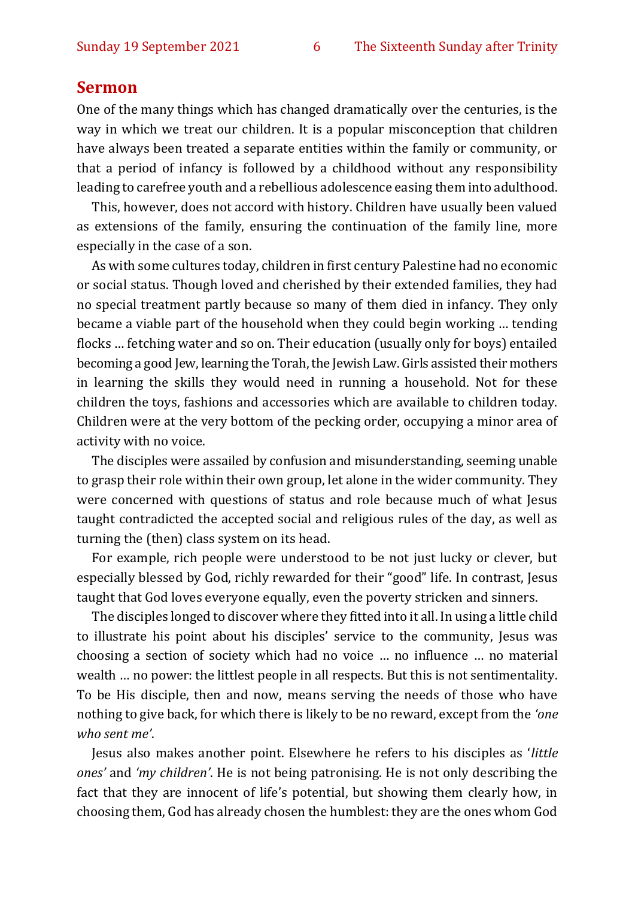## Sermon

One of the many things which has changed dramatically over the centuries, is the way in which we treat our children. It is a popular misconception that children have always been treated a separate entities within the family or community, or that a period of infancy is followed by a childhood without any responsibility leading to carefree youth and a rebellious adolescence easing them into adulthood.

This, however, does not accord with history. Children have usually been valued as extensions of the family, ensuring the continuation of the family line, more especially in the case of a son.

As with some cultures today, children in first century Palestine had no economic or social status. Though loved and cherished by their extended families, they had no special treatment partly because so many of them died in infancy. They only became a viable part of the household when they could begin working … tending flocks … fetching water and so on. Their education (usually only for boys) entailed becoming a good Jew, learning the Torah, the Jewish Law. Girls assisted their mothers in learning the skills they would need in running a household. Not for these children the toys, fashions and accessories which are available to children today. Children were at the very bottom of the pecking order, occupying a minor area of activity with no voice.

The disciples were assailed by confusion and misunderstanding, seeming unable to grasp their role within their own group, let alone in the wider community. They were concerned with questions of status and role because much of what Jesus taught contradicted the accepted social and religious rules of the day, as well as turning the (then) class system on its head.

For example, rich people were understood to be not just lucky or clever, but especially blessed by God, richly rewarded for their "good" life. In contrast, Jesus taught that God loves everyone equally, even the poverty stricken and sinners.

The disciples longed to discover where they fitted into it all. In using a little child to illustrate his point about his disciples' service to the community, Jesus was choosing a section of society which had no voice … no influence … no material wealth … no power: the littlest people in all respects. But this is not sentimentality. To be His disciple, then and now, means serving the needs of those who have nothing to give back, for which there is likely to be no reward, except from the *'one who sent me'*.

Jesus also makes another point. Elsewhere he refers to his disciples as '*little ones'* and *'my children'*. He is not being patronising. He is not only describing the fact that they are innocent of life's potential, but showing them clearly how, in choosing them, God has already chosen the humblest: they are the ones whom God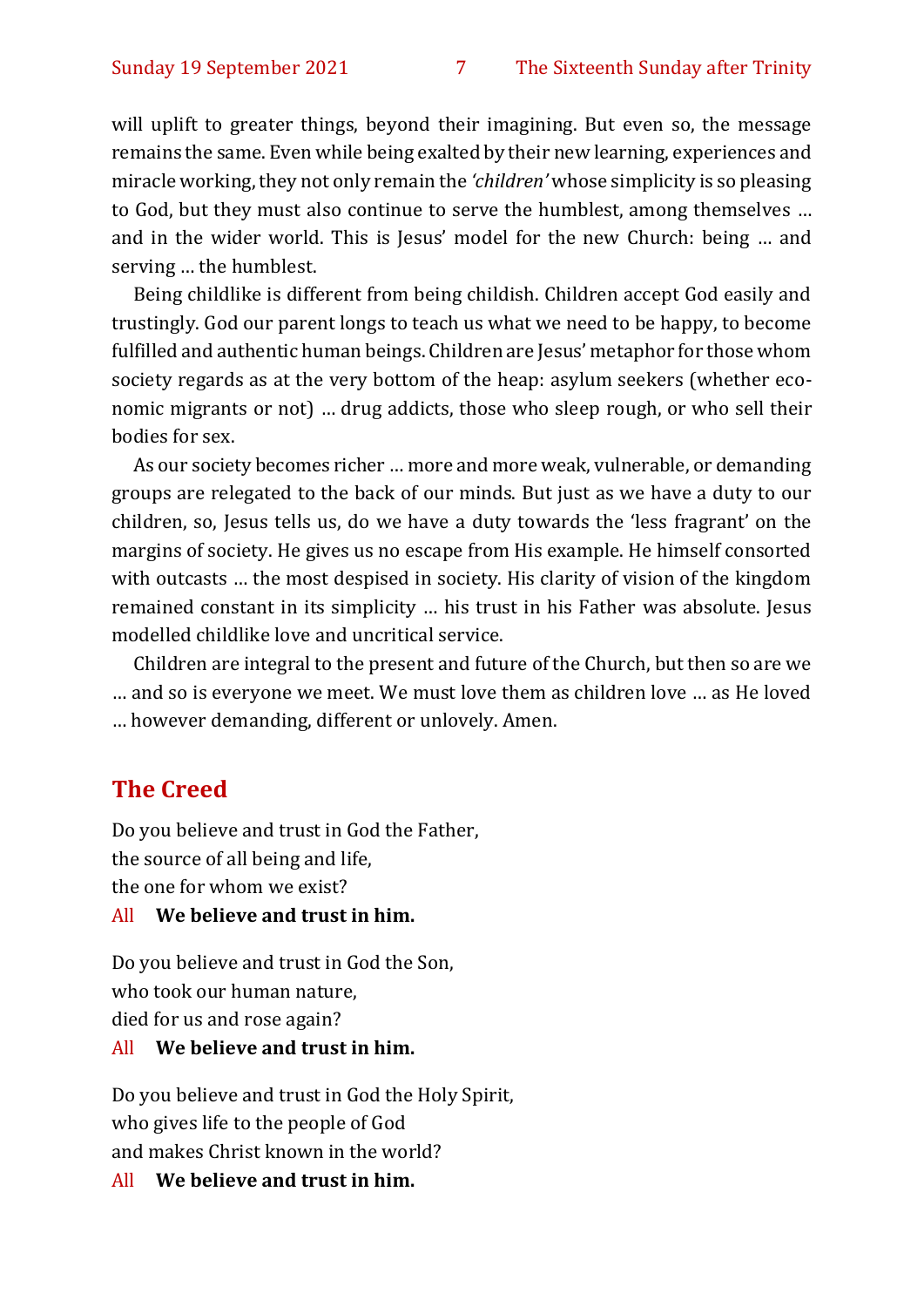will uplift to greater things, beyond their imagining. But even so, the message remains the same. Even while being exalted by their new learning, experiences and miracle working, they not only remain the *'children'* whose simplicity is so pleasing to God, but they must also continue to serve the humblest, among themselves … and in the wider world. This is Jesus' model for the new Church: being … and serving … the humblest.

Being childlike is different from being childish. Children accept God easily and trustingly. God our parent longs to teach us what we need to be happy, to become fulfilled and authentic human beings. Children are Jesus' metaphor for those whom society regards as at the very bottom of the heap: asylum seekers (whether economic migrants or not) … drug addicts, those who sleep rough, or who sell their bodies for sex.

As our society becomes richer … more and more weak, vulnerable, or demanding groups are relegated to the back of our minds. But just as we have a duty to our children, so, Jesus tells us, do we have a duty towards the 'less fragrant' on the margins of society. He gives us no escape from His example. He himself consorted with outcasts … the most despised in society. His clarity of vision of the kingdom remained constant in its simplicity … his trust in his Father was absolute. Jesus modelled childlike love and uncritical service.

Children are integral to the present and future of the Church, but then so are we … and so is everyone we meet. We must love them as children love … as He loved … however demanding, different or unlovely. Amen.

## The Creed

Do you believe and trust in God the Father,
the source of all being and life,
the one for whom we exist?

All **We believe and trust in him.**

Do you believe and trust in God the Son,
who took our human nature,
died for us and rose again?

All **We believe and trust in him.**

Do you believe and trust in God the Holy Spirit,
who gives life to the people of God
and makes Christ known in the world?

All **We believe and trust in him.**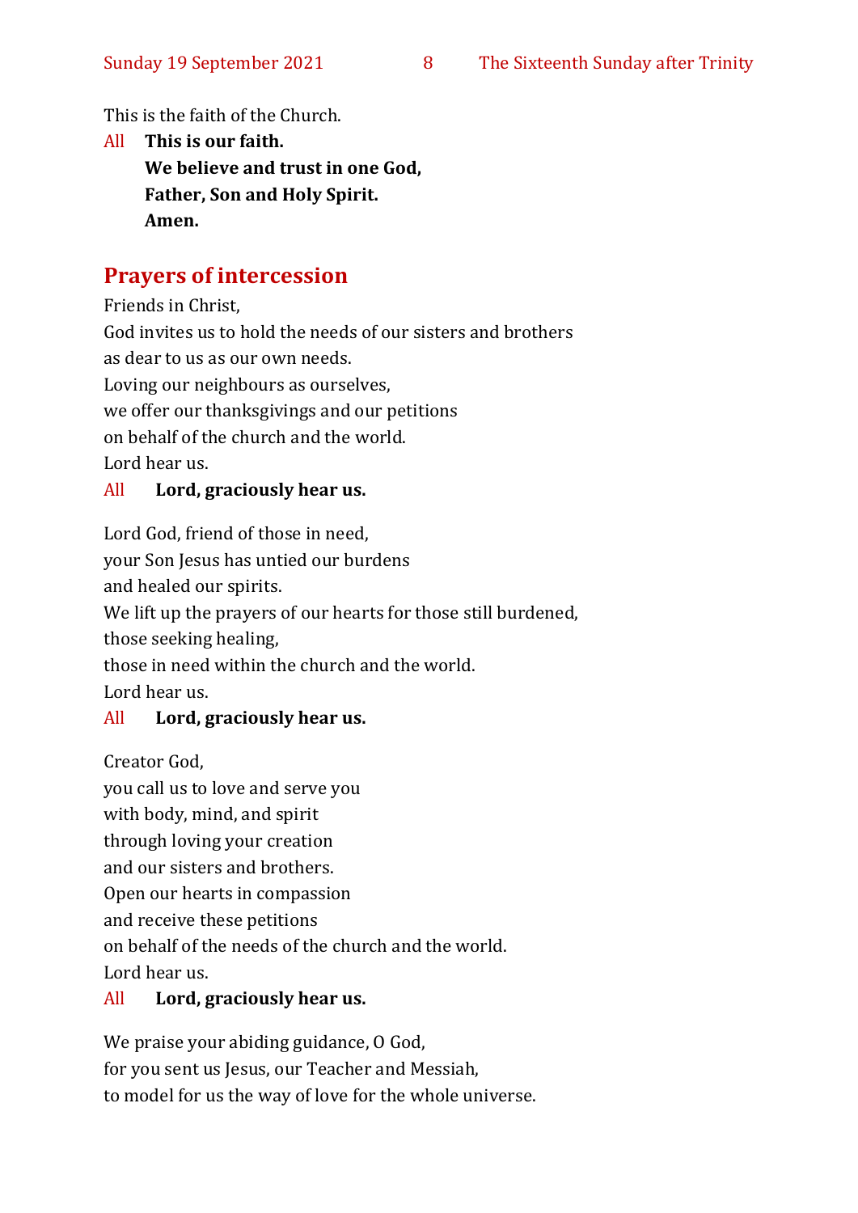This is the faith of the Church.

All **This is our faith.**
**We believe and trust in one God,**
**Father, Son and Holy Spirit.**
**Amen.**

## Prayers of intercession

Friends in Christ,
God invites us to hold the needs of our sisters and brothers
as dear to us as our own needs.
Loving our neighbours as ourselves,
we offer our thanksgivings and our petitions
on behalf of the church and the world.
Lord hear us.

All **Lord, graciously hear us.**

Lord God, friend of those in need,
your Son Jesus has untied our burdens
and healed our spirits.
We lift up the prayers of our hearts for those still burdened,
those seeking healing,
those in need within the church and the world.
Lord hear us.

All **Lord, graciously hear us.**

Creator God,
you call us to love and serve you
with body, mind, and spirit
through loving your creation
and our sisters and brothers.
Open our hearts in compassion
and receive these petitions
on behalf of the needs of the church and the world.
Lord hear us.

All **Lord, graciously hear us.**

We praise your abiding guidance, O God,
for you sent us Jesus, our Teacher and Messiah,
to model for us the way of love for the whole universe.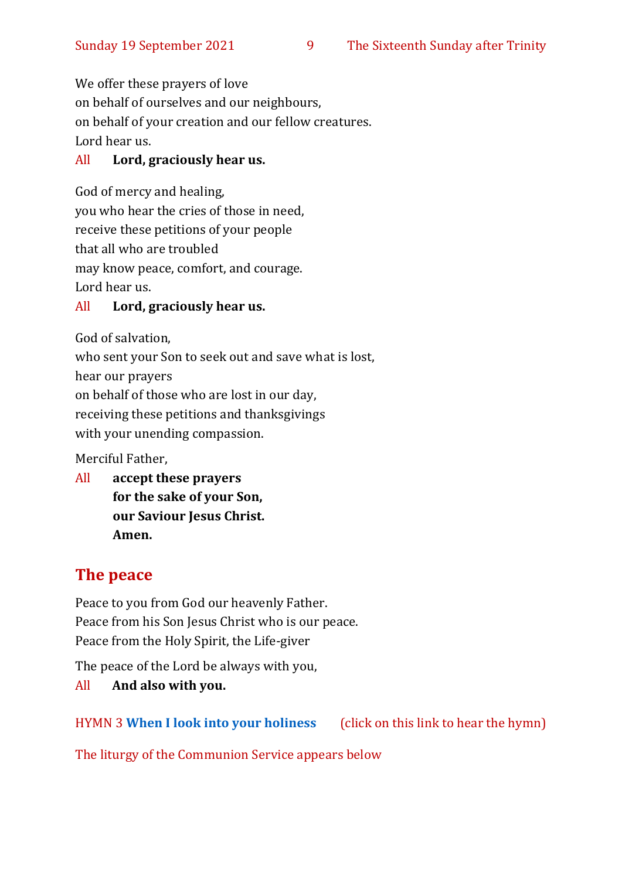We offer these prayers of love
on behalf of ourselves and our neighbours,
on behalf of your creation and our fellow creatures.
Lord hear us.

All **Lord, graciously hear us.**

God of mercy and healing,
you who hear the cries of those in need,
receive these petitions of your people
that all who are troubled
may know peace, comfort, and courage.
Lord hear us.

All **Lord, graciously hear us.**

God of salvation,
who sent your Son to seek out and save what is lost,
hear our prayers
on behalf of those who are lost in our day,
receiving these petitions and thanksgivings
with your unending compassion.

Merciful Father,

All **accept these prayers**
**for the sake of your Son,**
**our Saviour Jesus Christ.**
**Amen.**

## The peace

Peace to you from God our heavenly Father.
Peace from his Son Jesus Christ who is our peace.
Peace from the Holy Spirit, the Life-giver

The peace of the Lord be always with you,

All **And also with you.**

HYMN 3 **When I look into your holiness** (click on this link to hear the hymn)

The liturgy of the Communion Service appears below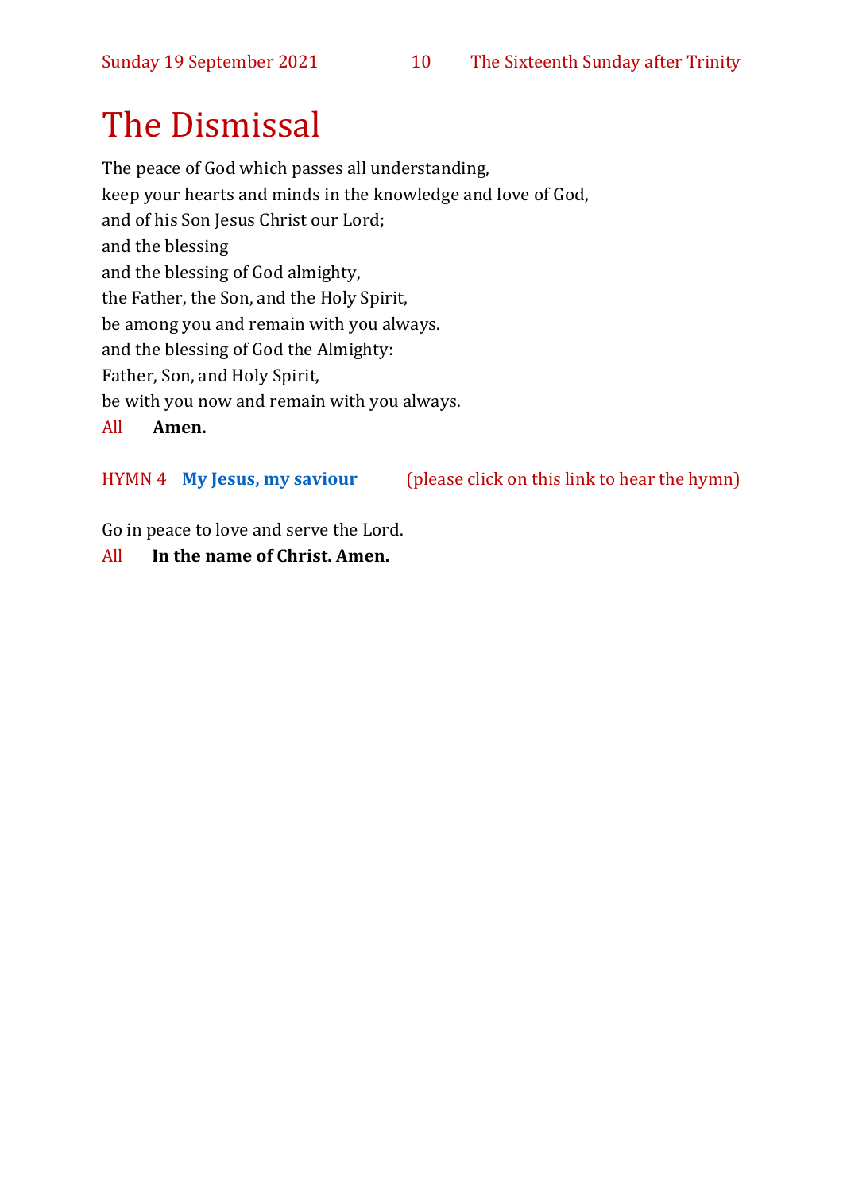# The Dismissal

The peace of God which passes all understanding,
keep your hearts and minds in the knowledge and love of God,
and of his Son Jesus Christ our Lord;
and the blessing
and the blessing of God almighty,
the Father, the Son, and the Holy Spirit,
be among you and remain with you always.
and the blessing of God the Almighty:
Father, Son, and Holy Spirit,
be with you now and remain with you always.

All **Amen.**

HYMN 4 **My Jesus, my saviour** (please click on this link to hear the hymn)

Go in peace to love and serve the Lord.

All **In the name of Christ. Amen.**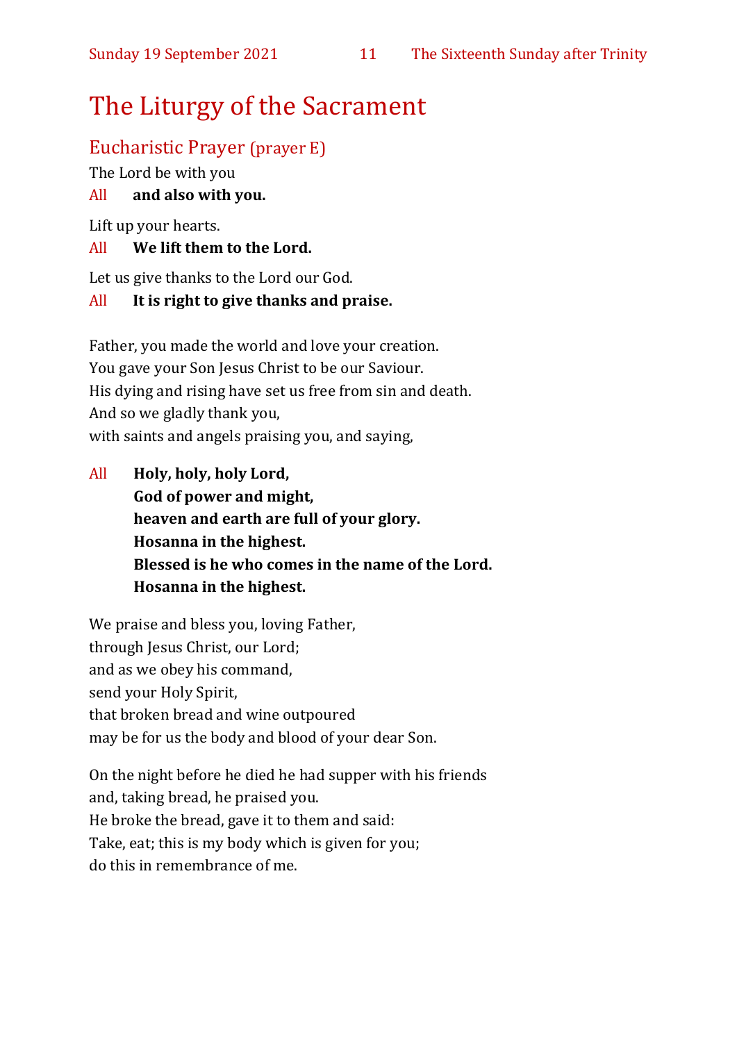# The Liturgy of the Sacrament

## Eucharistic Prayer (prayer E)

The Lord be with you

All **and also with you.**

Lift up your hearts.

All **We lift them to the Lord.**

Let us give thanks to the Lord our God.

All **It is right to give thanks and praise.**

Father, you made the world and love your creation.
You gave your Son Jesus Christ to be our Saviour.
His dying and rising have set us free from sin and death.
And so we gladly thank you,
with saints and angels praising you, and saying,

All **Holy, holy, holy Lord,**
**God of power and might,**
**heaven and earth are full of your glory.**
**Hosanna in the highest.**
**Blessed is he who comes in the name of the Lord.**
**Hosanna in the highest.**

We praise and bless you, loving Father,
through Jesus Christ, our Lord;
and as we obey his command,
send your Holy Spirit,
that broken bread and wine outpoured
may be for us the body and blood of your dear Son.

On the night before he died he had supper with his friends
and, taking bread, he praised you.
He broke the bread, gave it to them and said:
Take, eat; this is my body which is given for you;
do this in remembrance of me.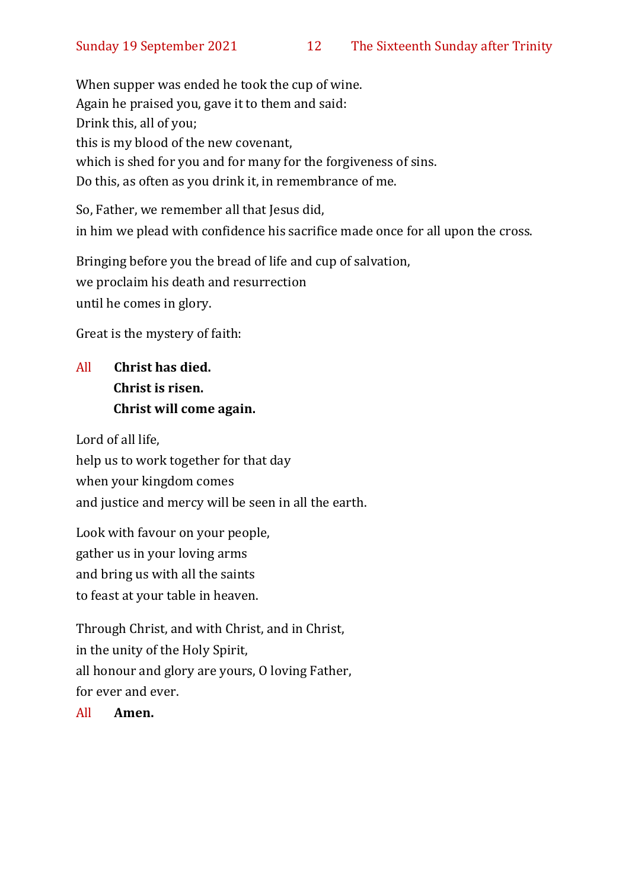When supper was ended he took the cup of wine.
Again he praised you, gave it to them and said:
Drink this, all of you;
this is my blood of the new covenant,
which is shed for you and for many for the forgiveness of sins.
Do this, as often as you drink it, in remembrance of me.

So, Father, we remember all that Jesus did,
in him we plead with confidence his sacrifice made once for all upon the cross.

Bringing before you the bread of life and cup of salvation,
we proclaim his death and resurrection
until he comes in glory.

Great is the mystery of faith:

All **Christ has died.**
**Christ is risen.**
**Christ will come again.**

Lord of all life,
help us to work together for that day
when your kingdom comes
and justice and mercy will be seen in all the earth.

Look with favour on your people,
gather us in your loving arms
and bring us with all the saints
to feast at your table in heaven.

Through Christ, and with Christ, and in Christ,
in the unity of the Holy Spirit,
all honour and glory are yours, O loving Father,
for ever and ever.

All **Amen.**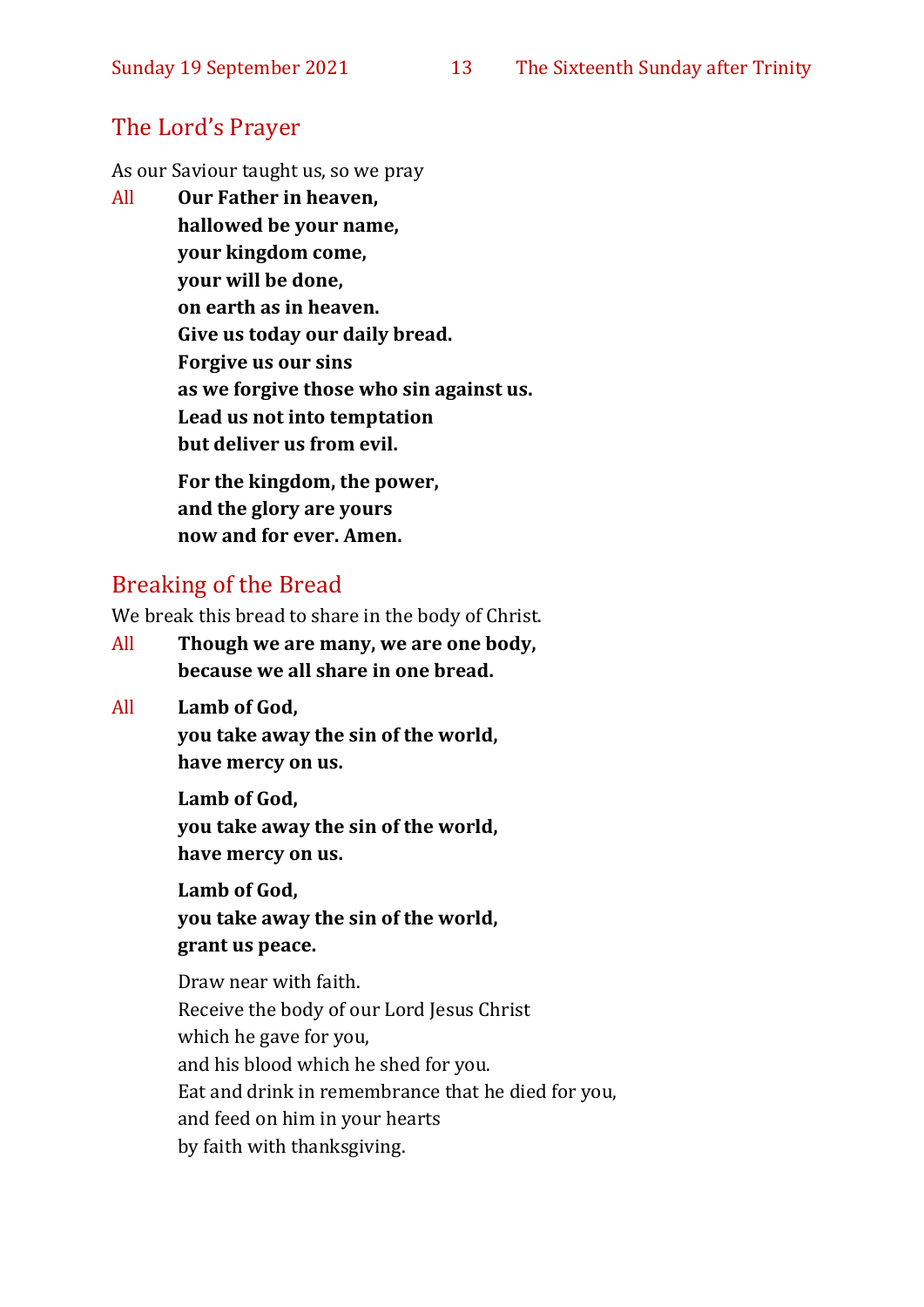## The Lord's Prayer

As our Saviour taught us, so we pray

All **Our Father in heaven,**
**hallowed be your name,**
**your kingdom come,**
**your will be done,**
**on earth as in heaven.**
**Give us today our daily bread.**
**Forgive us our sins**
**as we forgive those who sin against us.**
**Lead us not into temptation**
**but deliver us from evil.**

**For the kingdom, the power,**
**and the glory are yours**
**now and for ever. Amen.**

## Breaking of the Bread

We break this bread to share in the body of Christ.

All **Though we are many, we are one body,**
**because we all share in one bread.**

All **Lamb of God,**
**you take away the sin of the world,**
**have mercy on us.**

**Lamb of God,**
**you take away the sin of the world,**
**have mercy on us.**

**Lamb of God,**
**you take away the sin of the world,**
**grant us peace.**

Draw near with faith.
Receive the body of our Lord Jesus Christ
which he gave for you,
and his blood which he shed for you.
Eat and drink in remembrance that he died for you,
and feed on him in your hearts
by faith with thanksgiving.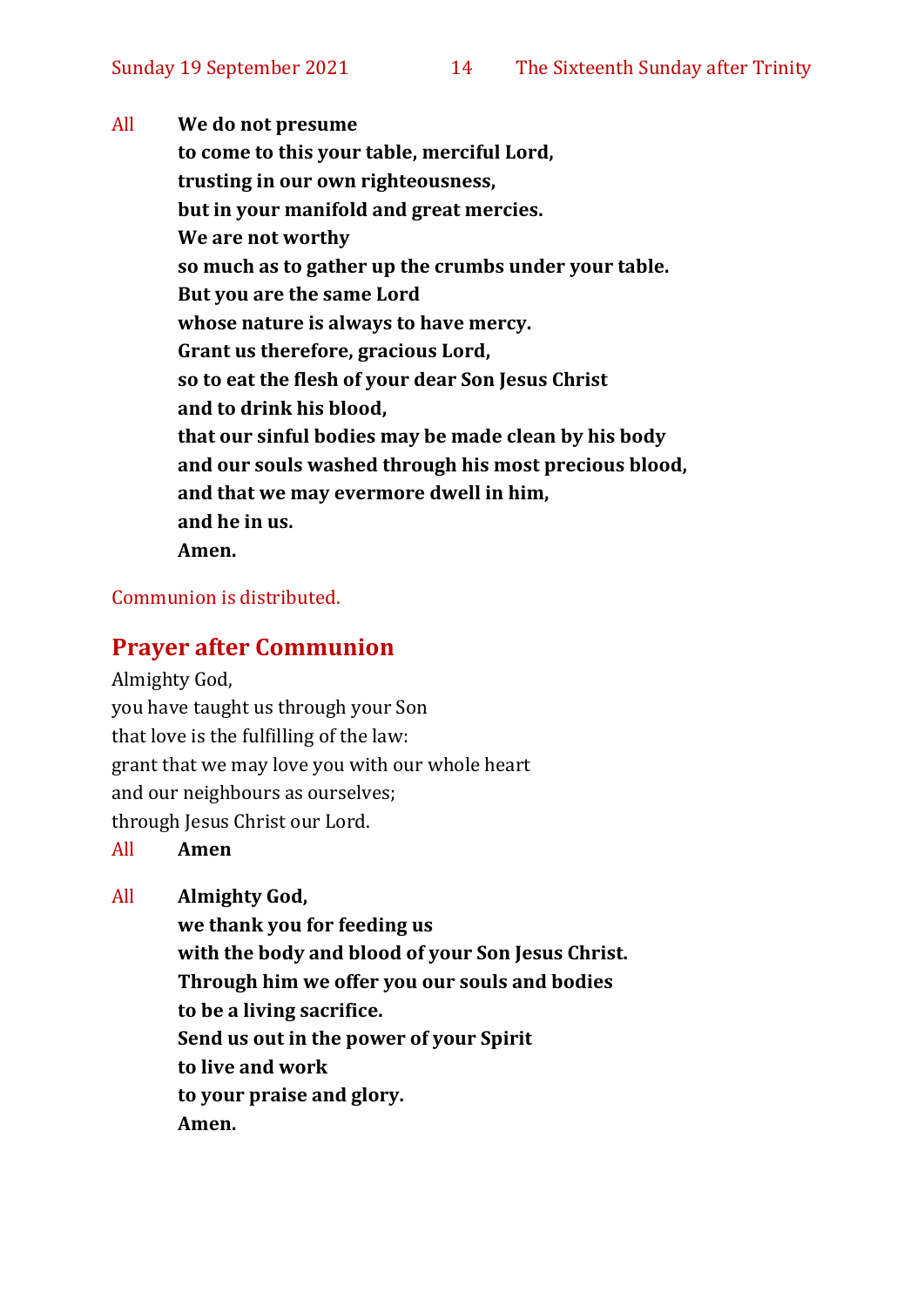All **We do not presume**
**to come to this your table, merciful Lord,**
**trusting in our own righteousness,**
**but in your manifold and great mercies.**
**We are not worthy**
**so much as to gather up the crumbs under your table.**
**But you are the same Lord**
**whose nature is always to have mercy.**
**Grant us therefore, gracious Lord,**
**so to eat the flesh of your dear Son Jesus Christ**
**and to drink his blood,**
**that our sinful bodies may be made clean by his body**
**and our souls washed through his most precious blood,**
**and that we may evermore dwell in him,**
**and he in us.**
**Amen.**

Communion is distributed.

## Prayer after Communion

Almighty God,
you have taught us through your Son
that love is the fulfilling of the law:
grant that we may love you with our whole heart
and our neighbours as ourselves;
through Jesus Christ our Lord.

All **Amen**

All **Almighty God,**
**we thank you for feeding us**
**with the body and blood of your Son Jesus Christ.**
**Through him we offer you our souls and bodies**
**to be a living sacrifice.**
**Send us out in the power of your Spirit**
**to live and work**
**to your praise and glory.**
**Amen.**